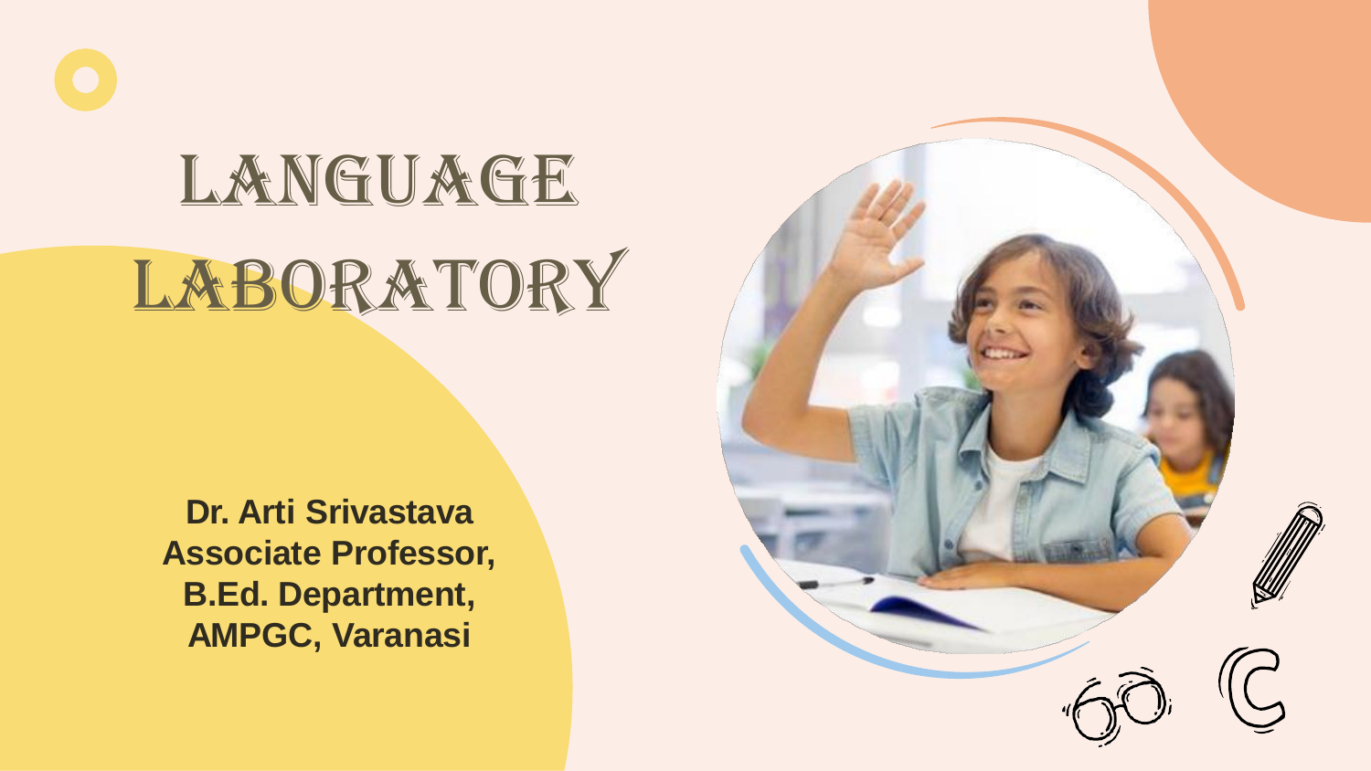# LANGUAGE LABORATORY

**Dr. Arti Srivastava**
**Associate Professor,**
**B.Ed. Department,**
**AMPGC, Varanasi**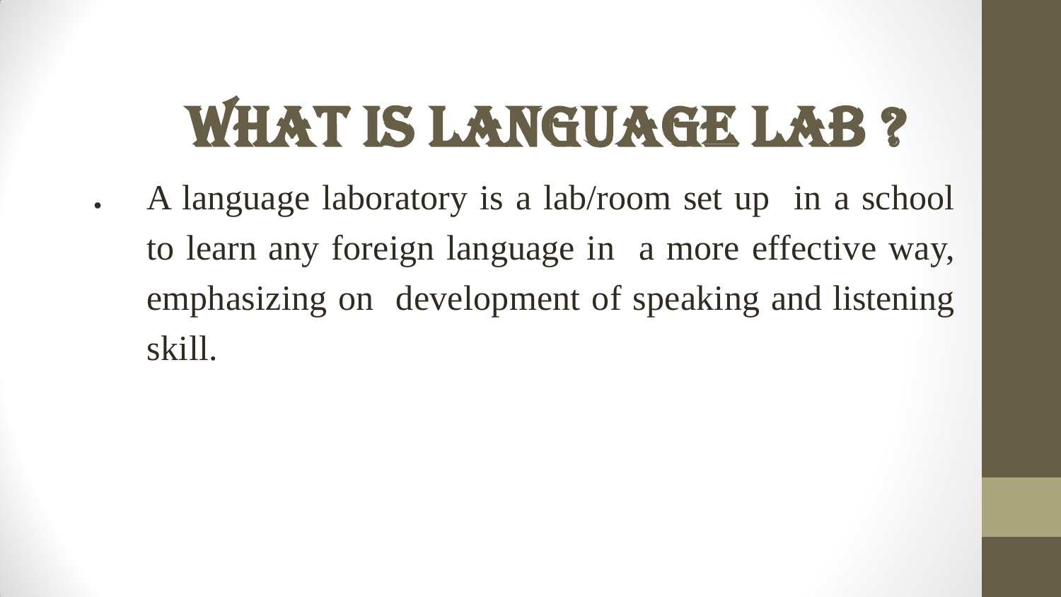# WHAT IS LANGUAGE LAB ?

- A language laboratory is a lab/room set up in a school to learn any foreign language in a more effective way, emphasizing on development of speaking and listening skill.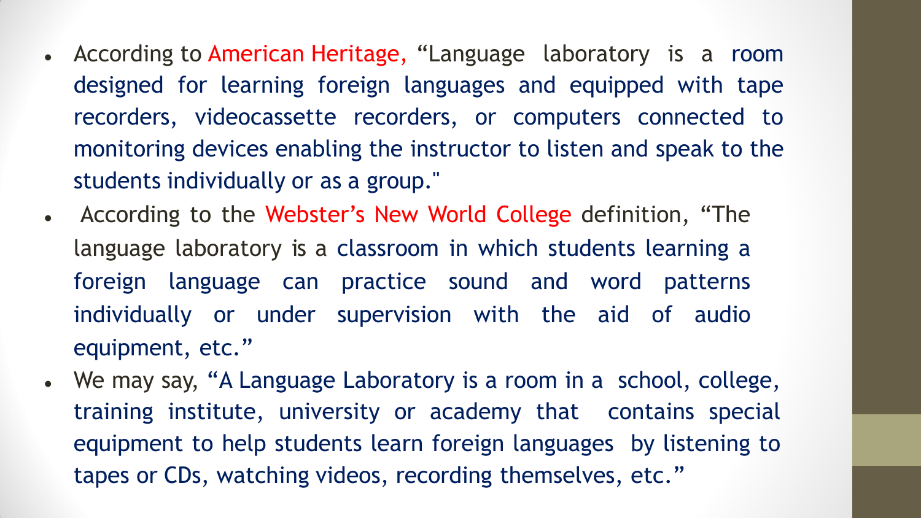- According to American Heritage, "Language laboratory is a room designed for learning foreign languages and equipped with tape recorders, videocassette recorders, or computers connected to monitoring devices enabling the instructor to listen and speak to the students individually or as a group."
- According to the Webster's New World College definition, "The language laboratory is a classroom in which students learning a foreign language can practice sound and word patterns individually or under supervision with the aid of audio equipment, etc."
- We may say, "A Language Laboratory is a room in a school, college, training institute, university or academy that contains special equipment to help students learn foreign languages by listening to tapes or CDs, watching videos, recording themselves, etc."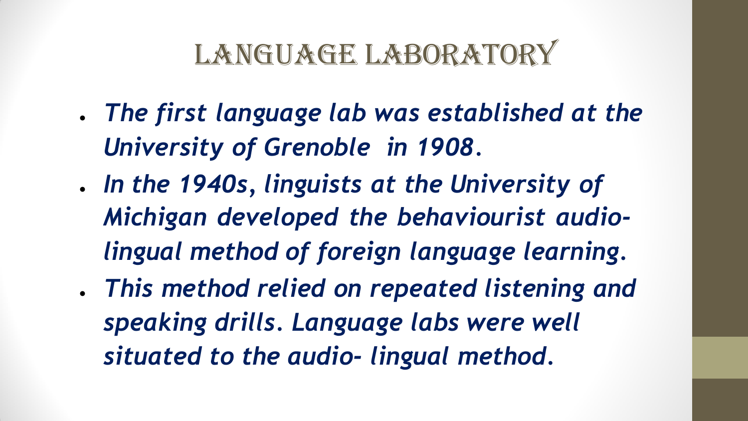# Language Laboratory

- *The first language lab was established at the University of Grenoble in 1908.*
- *In the 1940s, linguists at the University of Michigan developed the behaviourist audio-lingual method of foreign language learning.*
- *This method relied on repeated listening and speaking drills. Language labs were well situated to the audio- lingual method.*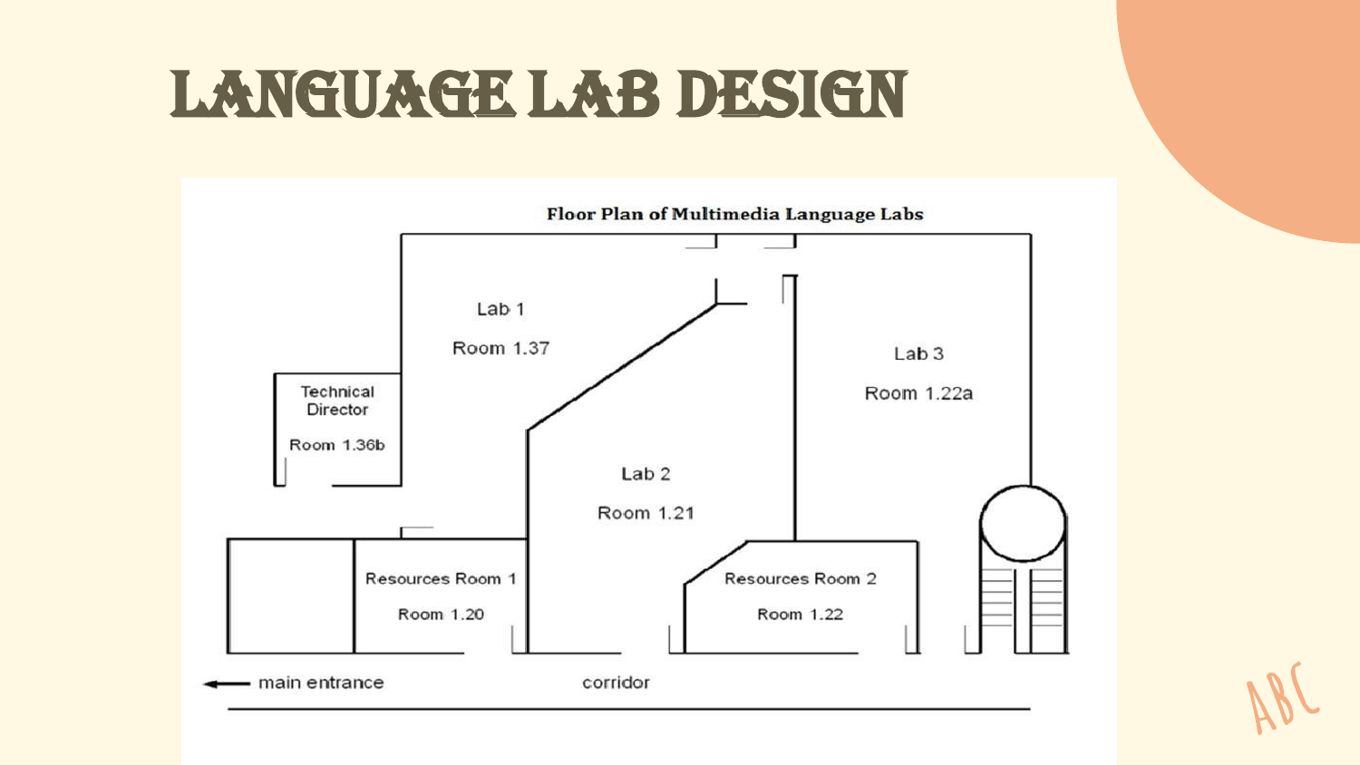# LANGUAGE LAB DESIGN

**Floor Plan of Multimedia Language Labs**

Lab 1

Room 1.37

Technical Director

Room 1.36b

Lab 2

Room 1.21

Lab 3

Room 1.22a

Resources Room 1

Room 1.20

Resources Room 2

Room 1.22

main entrance

corridor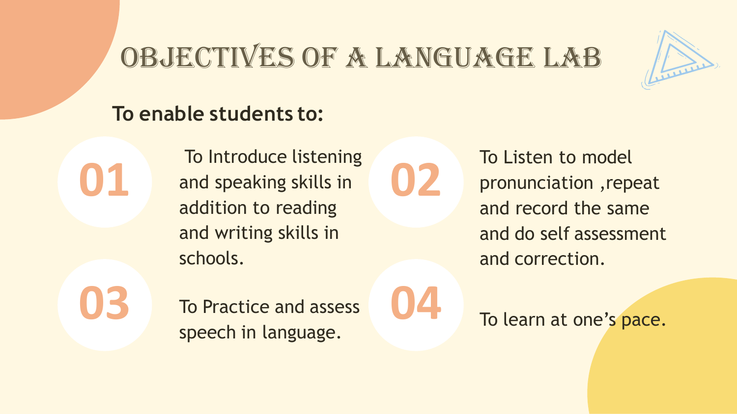# OBJECTIVES OF A LANGUAGE LAB

**To enable students to:**

01. To Introduce listening and speaking skills in addition to reading and writing skills in schools.

02. To Listen to model pronunciation ,repeat and record the same and do self assessment and correction.

03. To Practice and assess speech in language.

04. To learn at one's pace.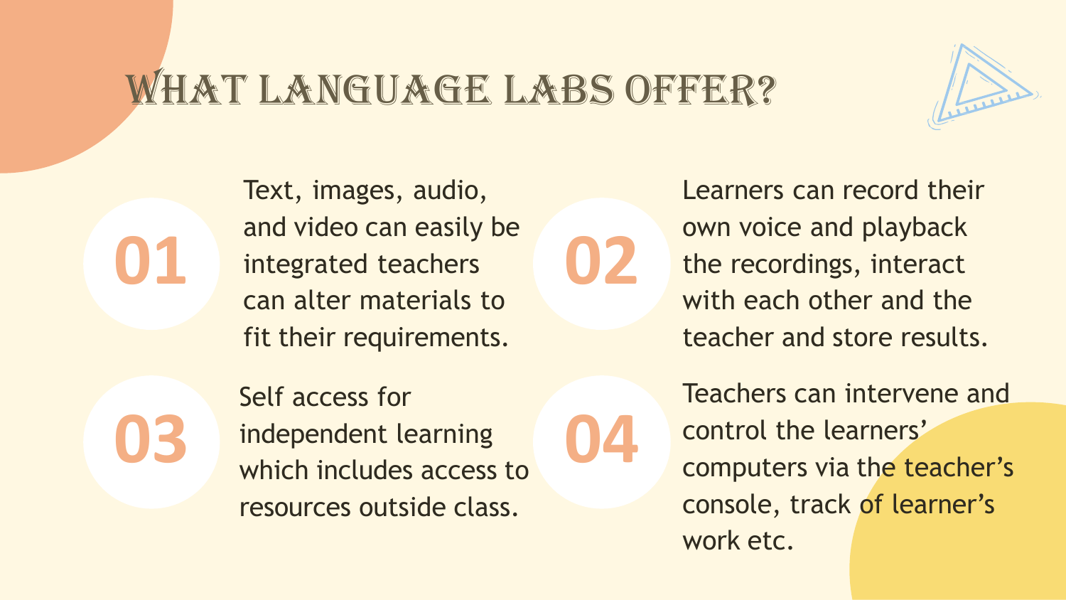# WHAT LANGUAGE LABS OFFER?

**01** Text, images, audio, and video can easily be integrated teachers can alter materials to fit their requirements.

**02** Learners can record their own voice and playback the recordings, interact with each other and the teacher and store results.

**03** Self access for independent learning which includes access to resources outside class.

**04** Teachers can intervene and control the learners' computers via the teacher's console, track of learner's work etc.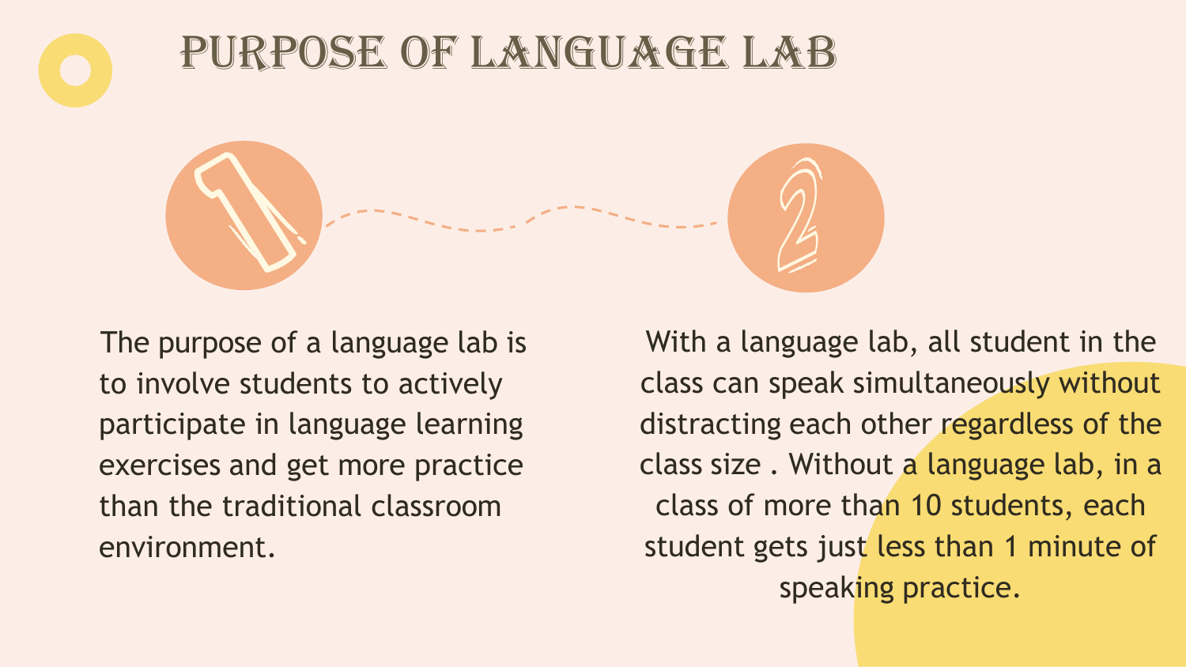# Purpose of Language Lab

1

The purpose of a language lab is to involve students to actively participate in language learning exercises and get more practice than the traditional classroom environment.

2

With a language lab, all student in the class can speak simultaneously without distracting each other regardless of the class size . Without a language lab, in a class of more than 10 students, each student gets just less than 1 minute of speaking practice.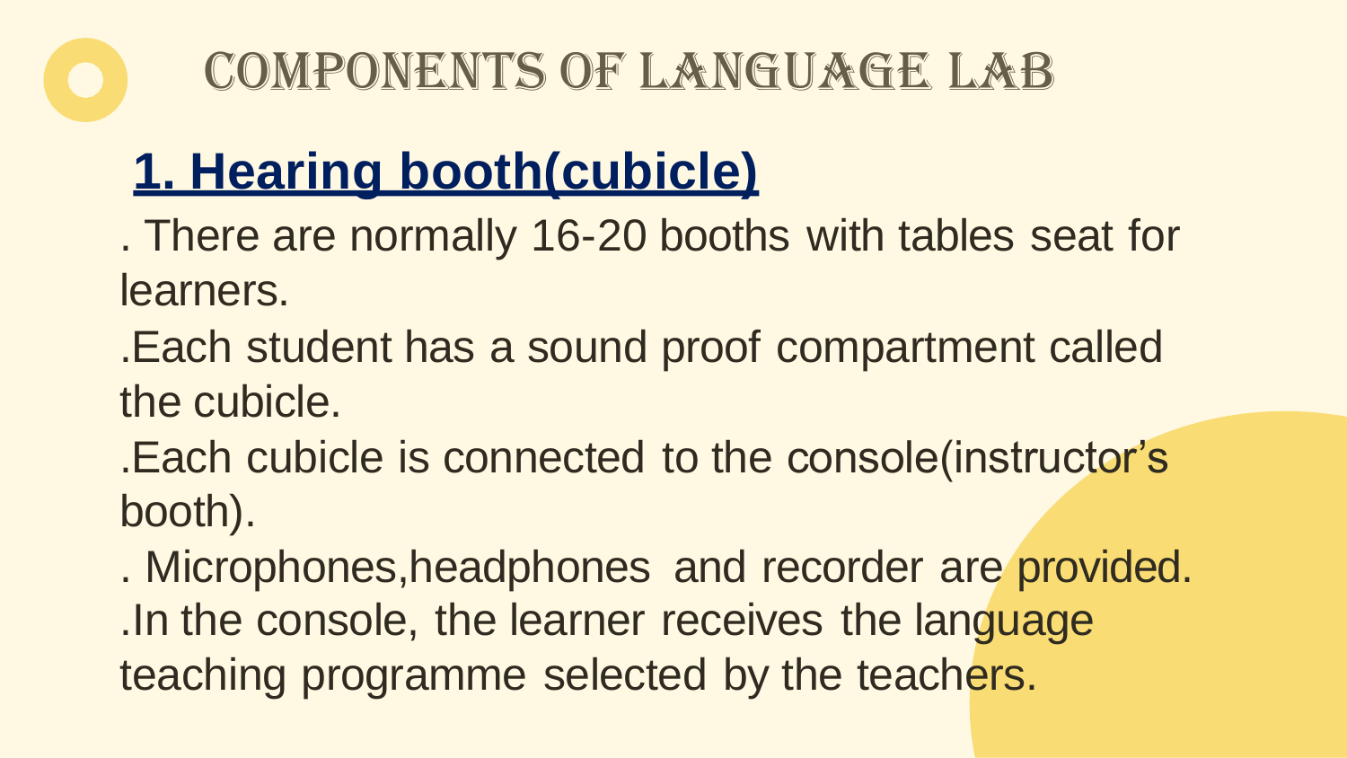# COMPONENTS OF LANGUAGE LAB

## 1. Hearing booth(cubicle)

. There are normally 16-20 booths with tables seat for learners.

.Each student has a sound proof compartment called the cubicle.

.Each cubicle is connected to the console(instructor's booth).

. Microphones,headphones and recorder are provided.

.In the console, the learner receives the language teaching programme selected by the teachers.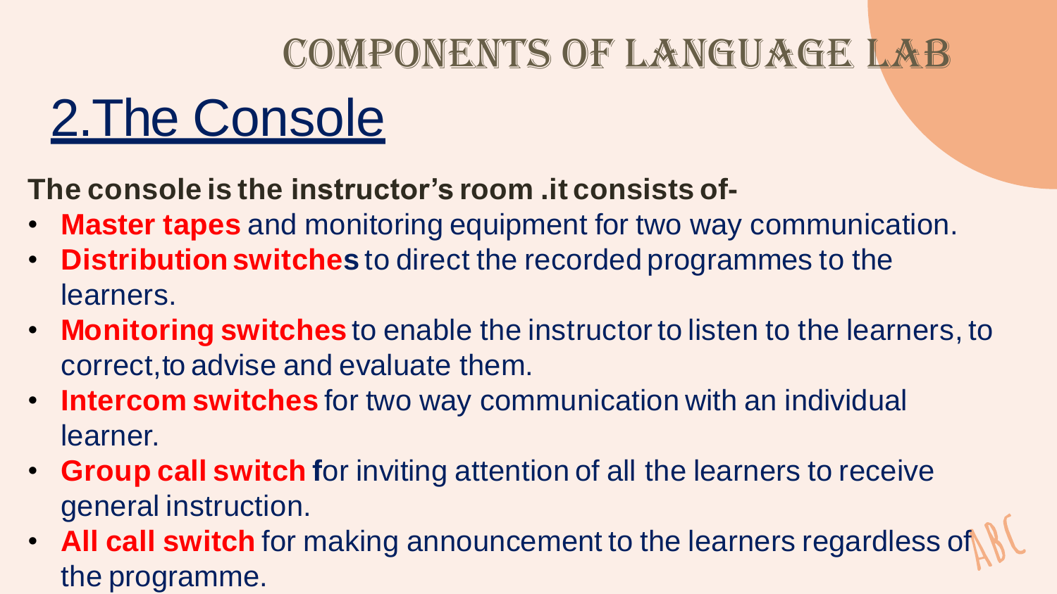# COMPONENTS OF LANGUAGE LAB

## 2.The Console

**The console is the instructor's room .it consists of-**

- **Master tapes** and monitoring equipment for two way communication.
- **Distribution switches** to direct the recorded programmes to the learners.
- **Monitoring switches** to enable the instructor to listen to the learners, to correct,to advise and evaluate them.
- **Intercom switches** for two way communication with an individual learner.
- **Group call switch f**or inviting attention of all the learners to receive general instruction.
- **All call switch** for making announcement to the learners regardless of the programme.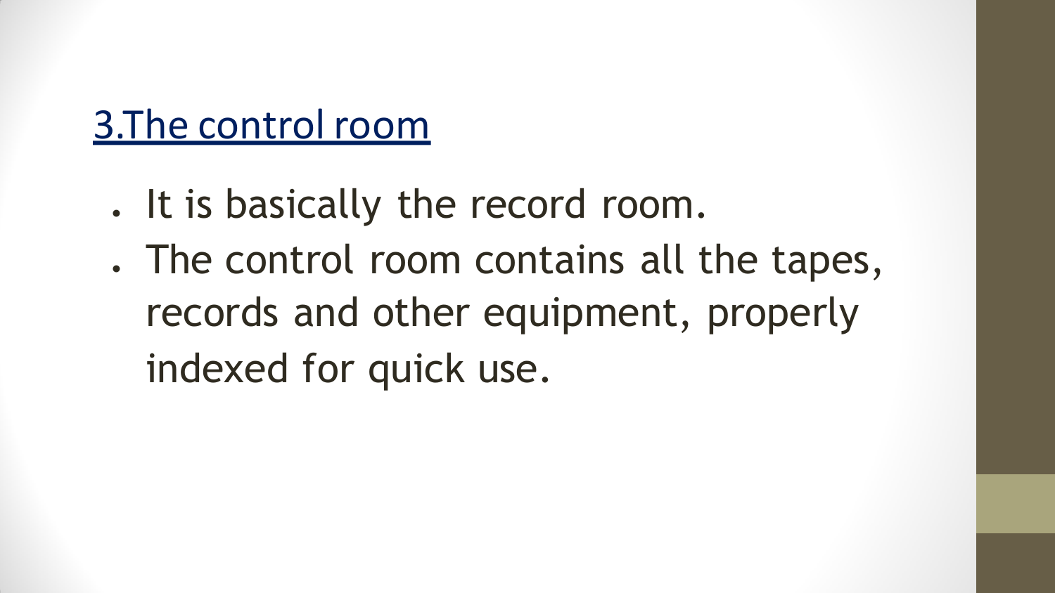## 3.The control room

- It is basically the record room.
- The control room contains all the tapes, records and other equipment, properly indexed for quick use.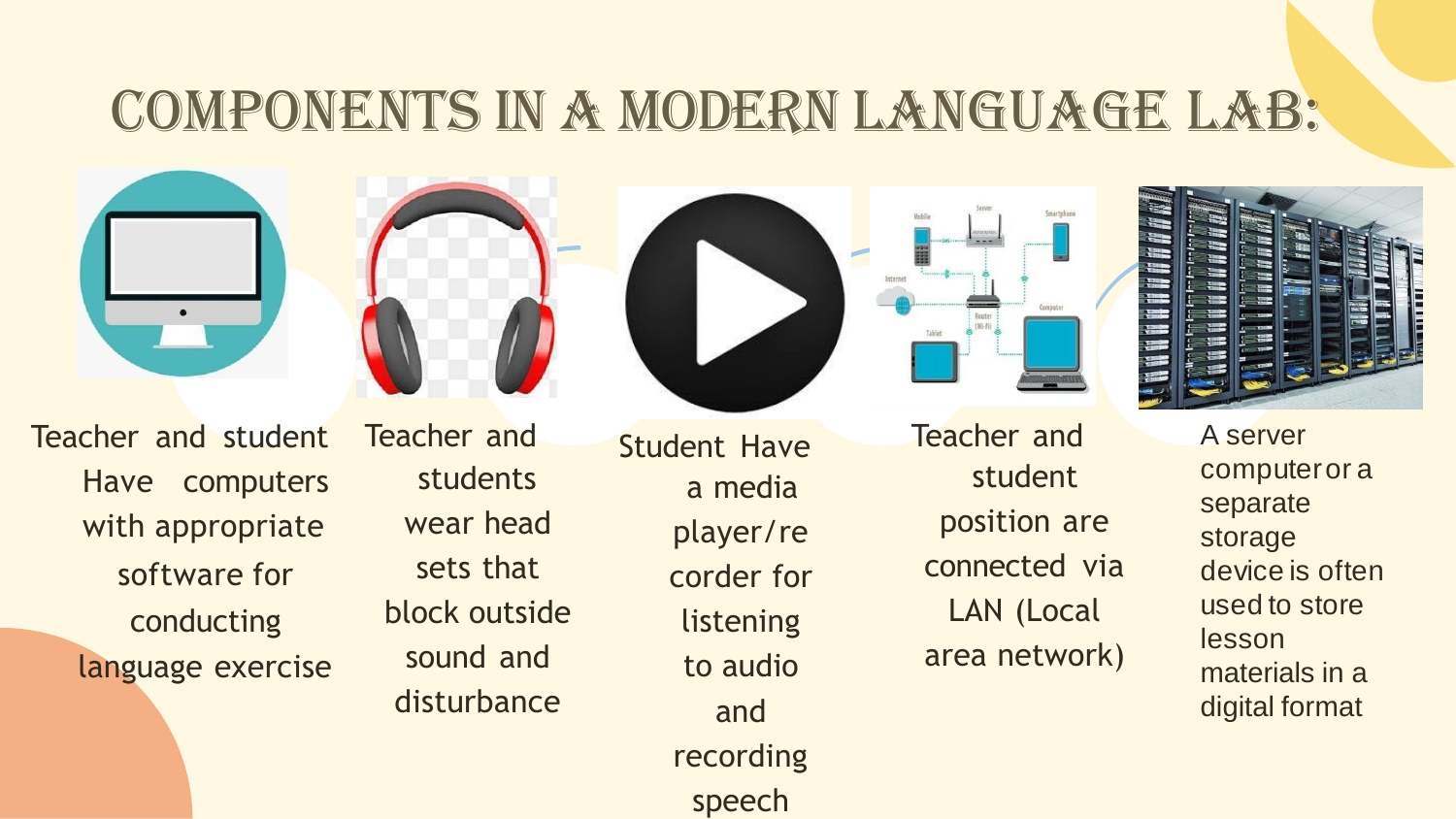# COMPONENTS IN A MODERN LANGUAGE LAB:

- Teacher and student Have computers with appropriate software for conducting language exercise
- Teacher and students wear head sets that block outside sound and disturbance
- Student Have a media player/recorder for listening to audio and recording speech
- Teacher and student position are connected via LAN (Local area network)
- A server computer or a separate storage device is often used to store lesson materials in a digital format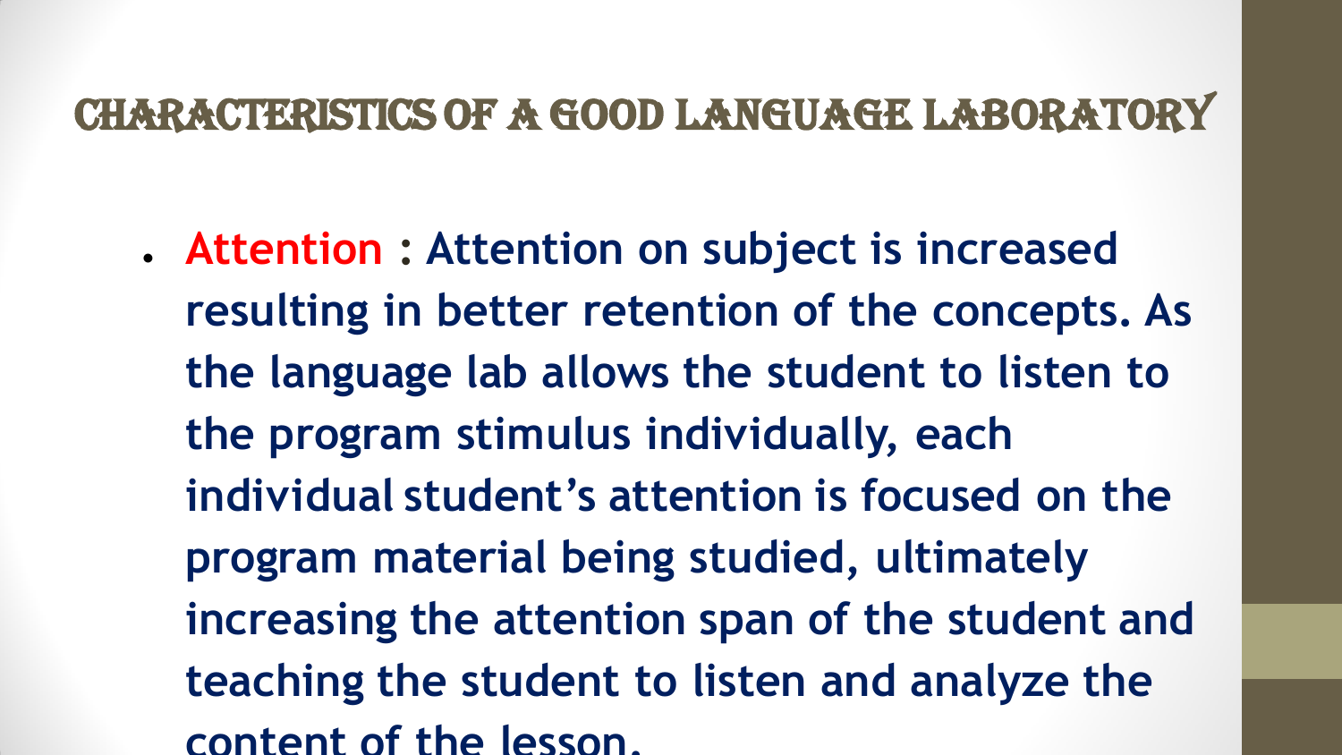# Characteristics of a Good Language Laboratory

- **Attention : Attention on subject is increased resulting in better retention of the concepts. As the language lab allows the student to listen to the program stimulus individually, each individual student's attention is focused on the program material being studied, ultimately increasing the attention span of the student and teaching the student to listen and analyze the content of the lesson.**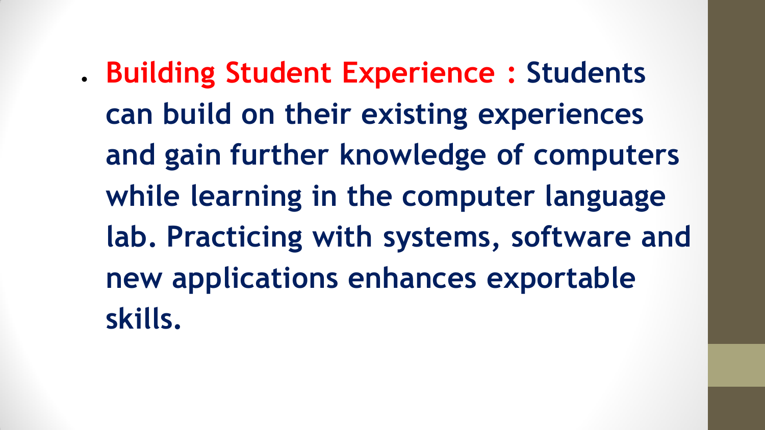- **Building Student Experience :** Students can build on their existing experiences and gain further knowledge of computers while learning in the computer language lab. Practicing with systems, software and new applications enhances exportable skills.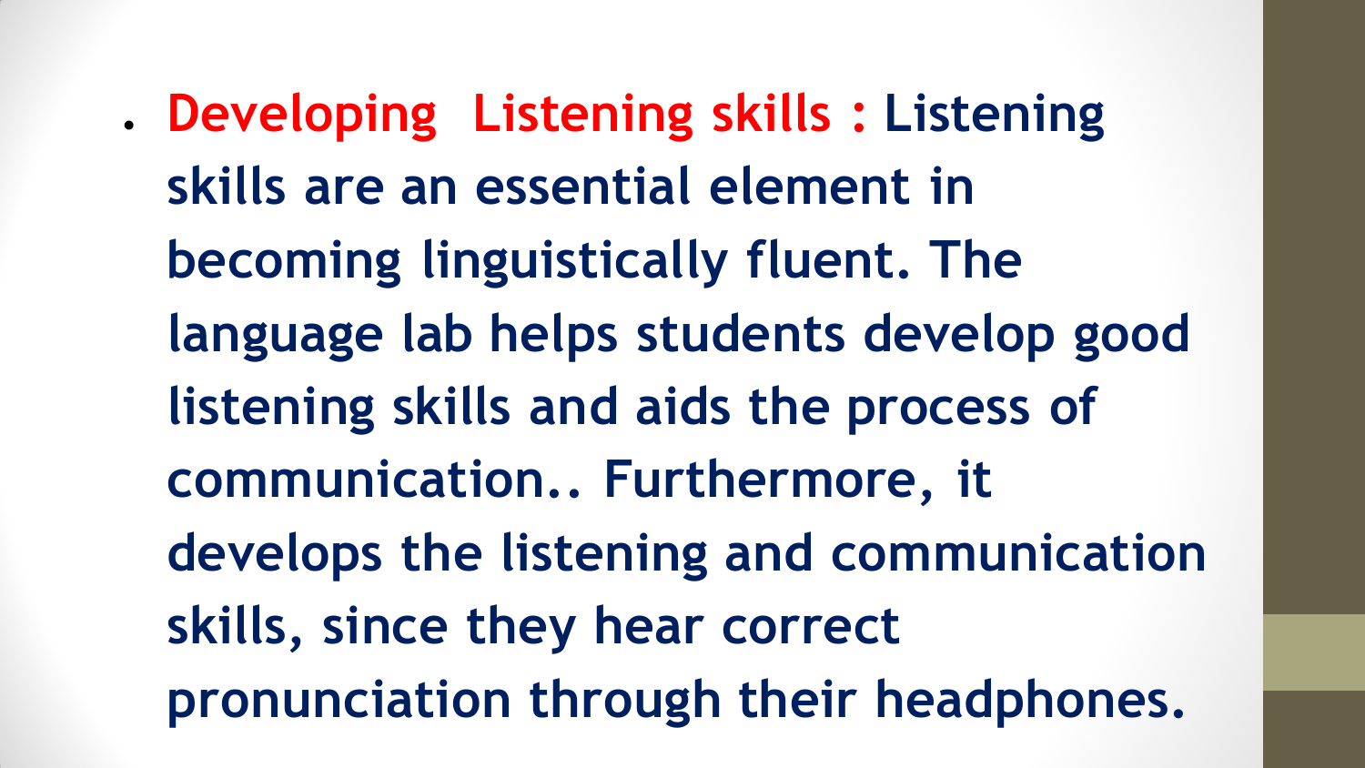- **Developing Listening skills :** Listening skills are an essential element in becoming linguistically fluent. The language lab helps students develop good listening skills and aids the process of communication.. Furthermore, it develops the listening and communication skills, since they hear correct pronunciation through their headphones.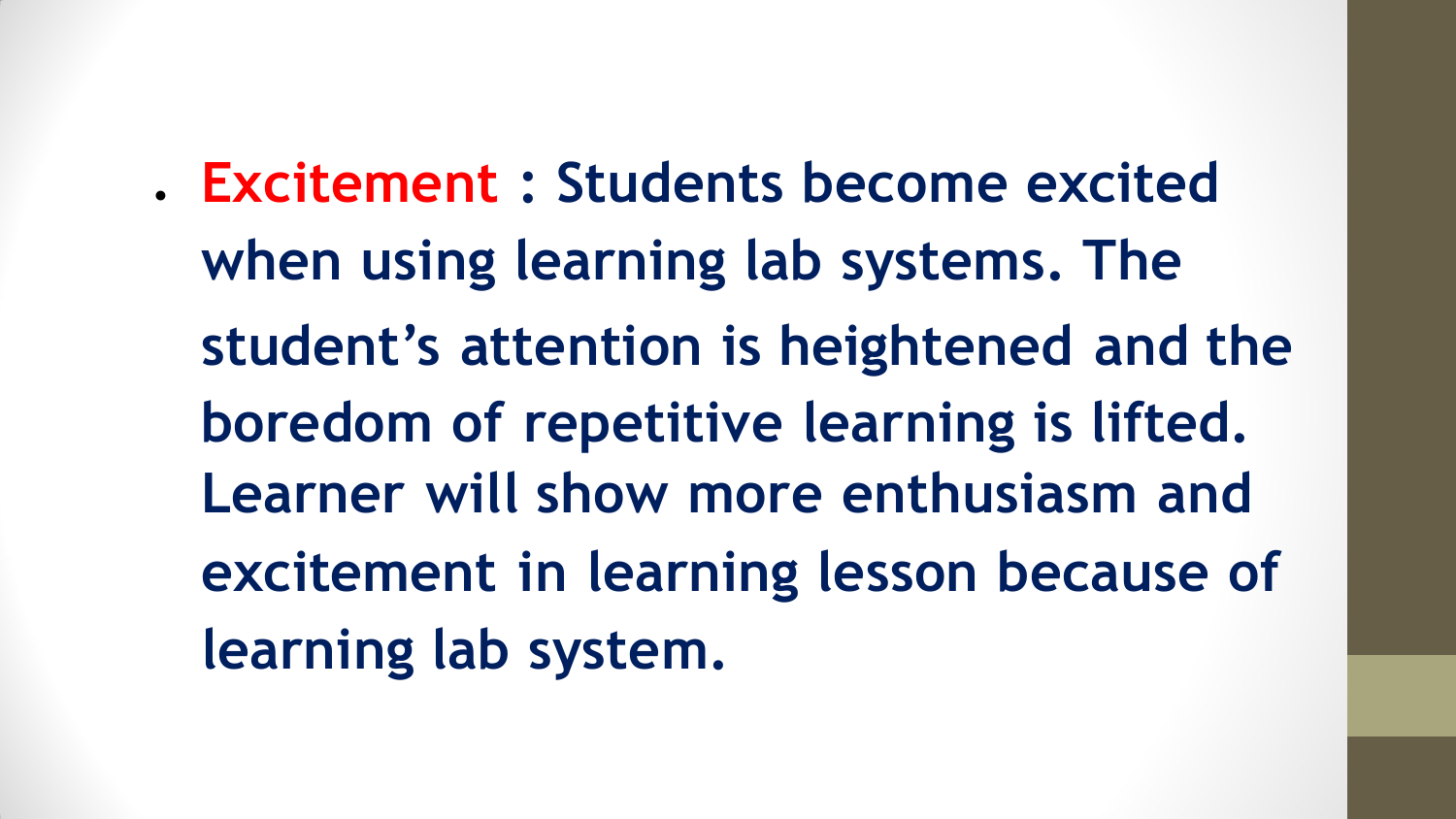- **Excitement : Students become excited when using learning lab systems. The student's attention is heightened and the boredom of repetitive learning is lifted. Learner will show more enthusiasm and excitement in learning lesson because of learning lab system.**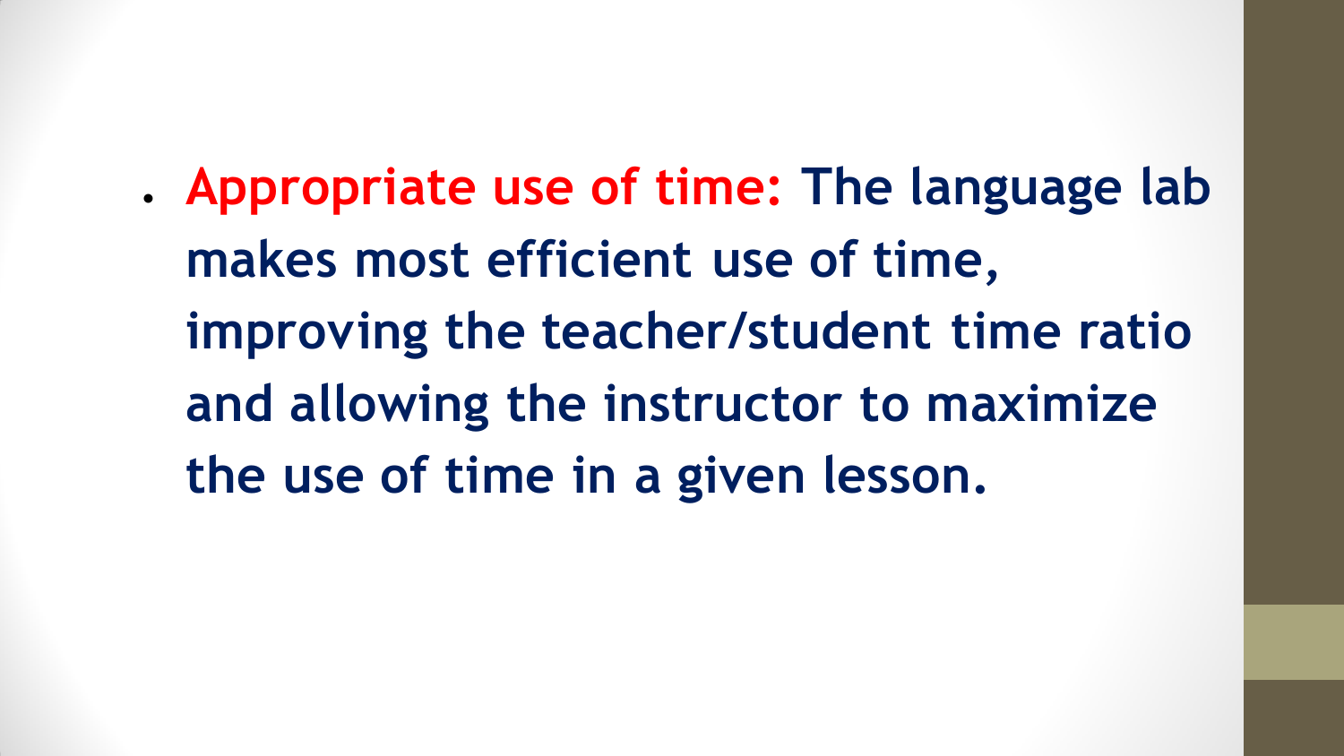- **Appropriate use of time:** The language lab makes most efficient use of time, improving the teacher/student time ratio and allowing the instructor to maximize the use of time in a given lesson.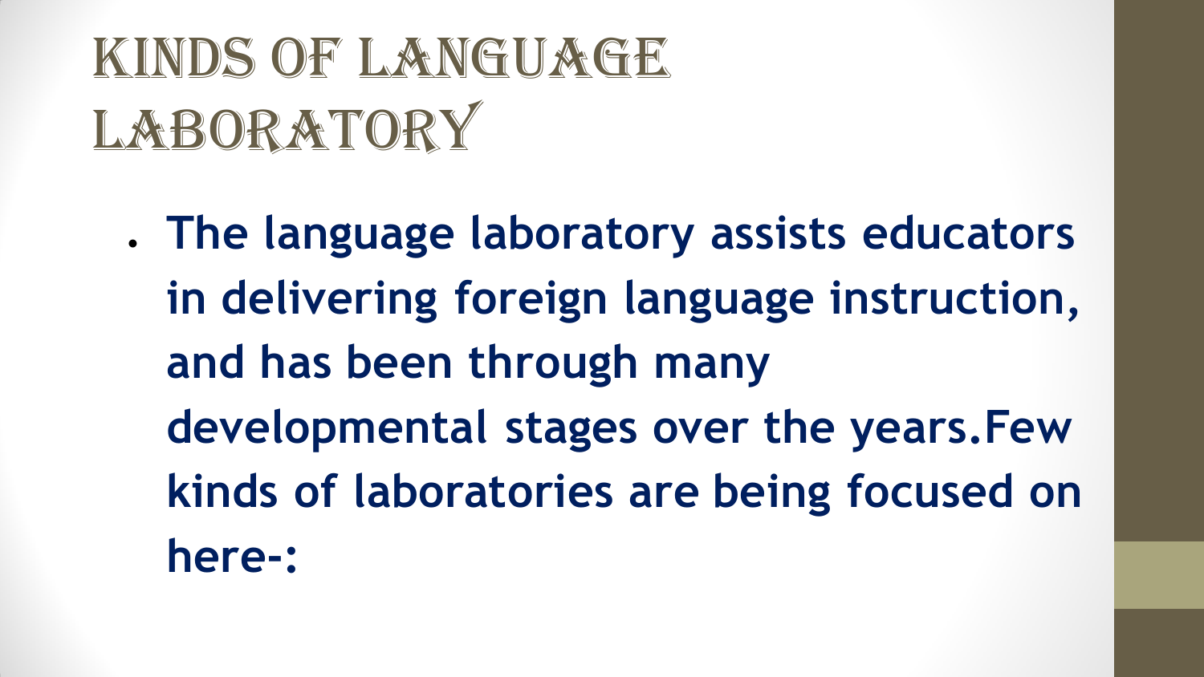# KINDS OF LANGUAGE LABORATORY

- **The language laboratory assists educators in delivering foreign language instruction, and has been through many developmental stages over the years.Few kinds of laboratories are being focused on here-:**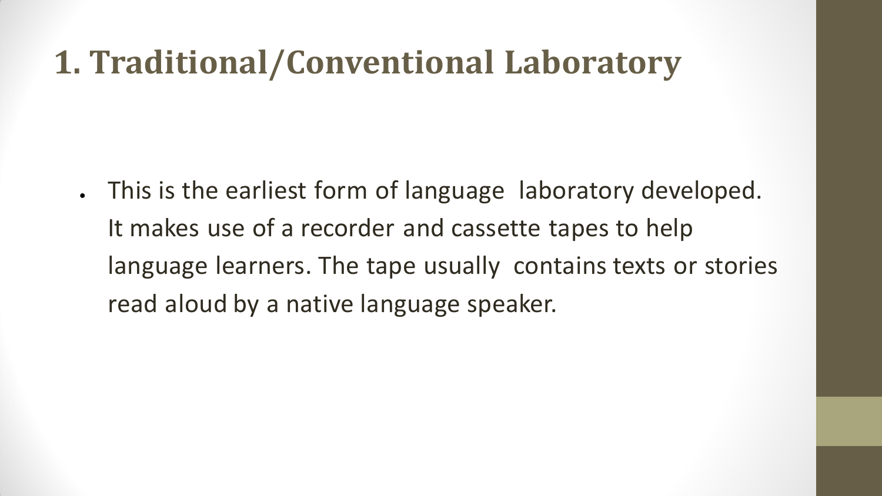# 1. Traditional/Conventional Laboratory

- This is the earliest form of language laboratory developed. It makes use of a recorder and cassette tapes to help language learners. The tape usually contains texts or stories read aloud by a native language speaker.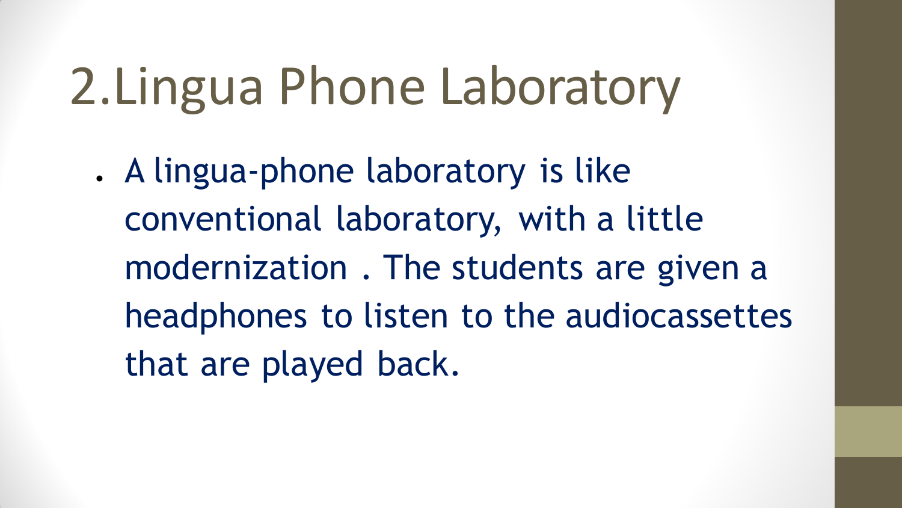# 2.Lingua Phone Laboratory

- A lingua-phone laboratory is like conventional laboratory, with a little modernization . The students are given a headphones to listen to the audiocassettes that are played back.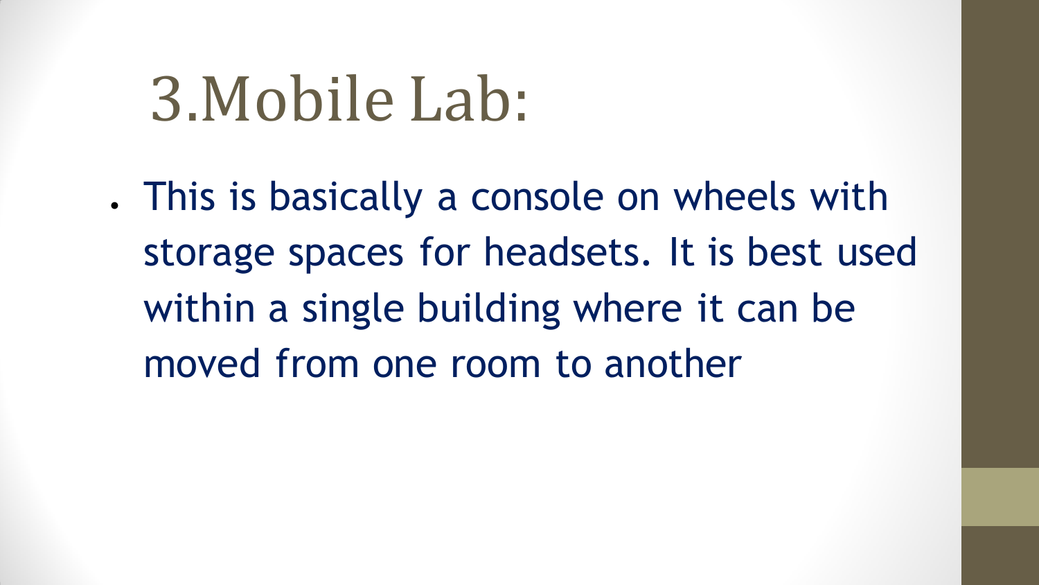# 3.Mobile Lab:

- This is basically a console on wheels with storage spaces for headsets. It is best used within a single building where it can be moved from one room to another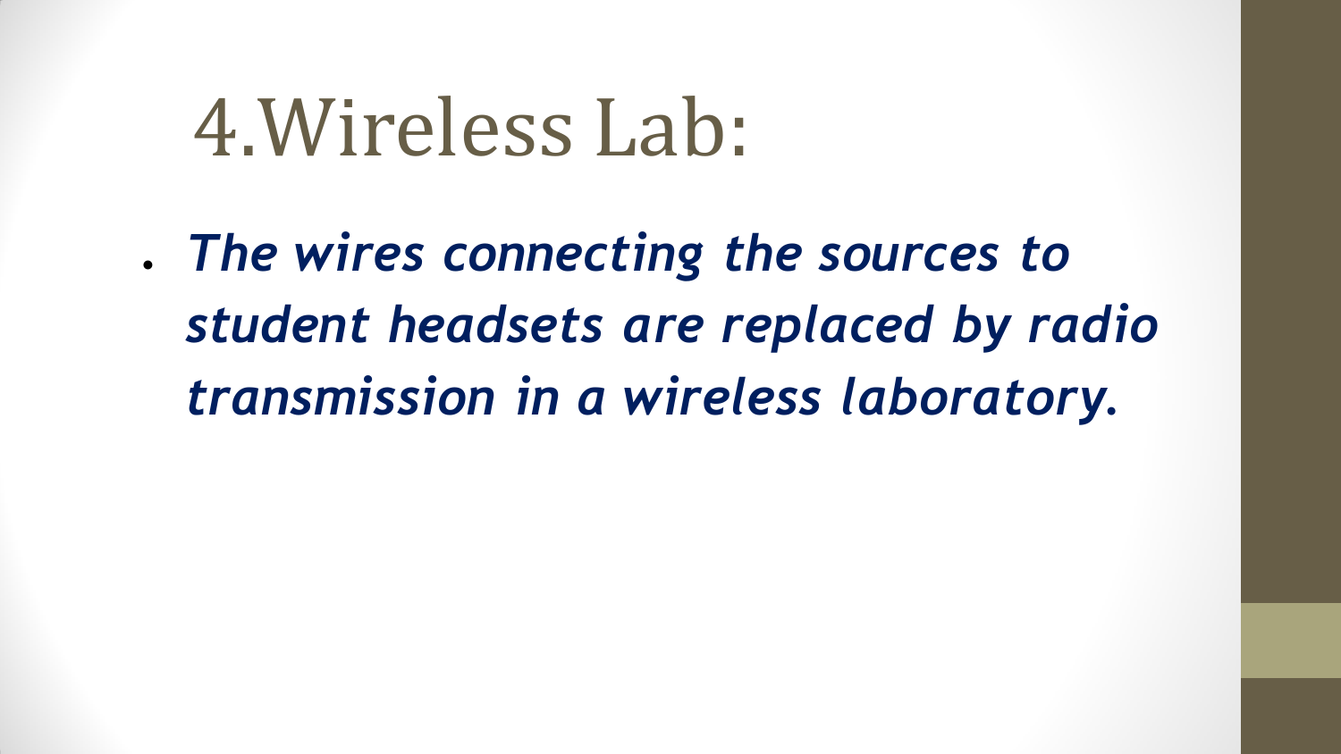# 4.Wireless Lab:

- ***The wires connecting the sources to student headsets are replaced by radio transmission in a wireless laboratory.***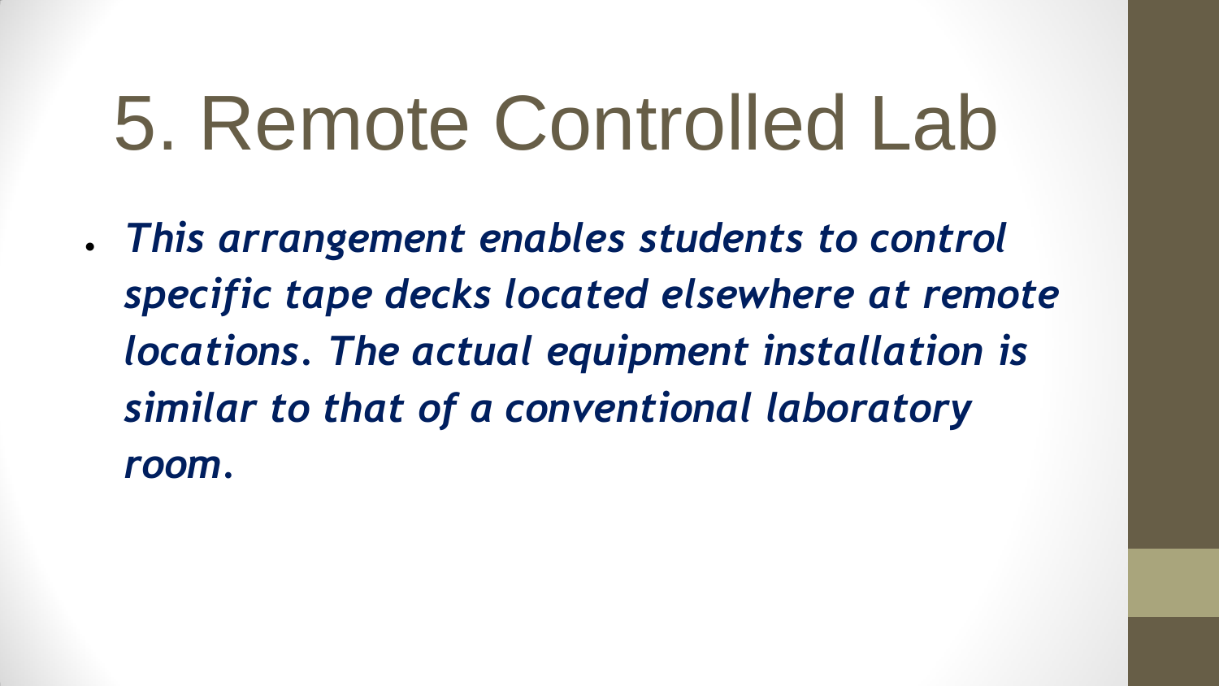# 5. Remote Controlled Lab

- ***This arrangement enables students to control specific tape decks located elsewhere at remote locations. The actual equipment installation is similar to that of a conventional laboratory room.***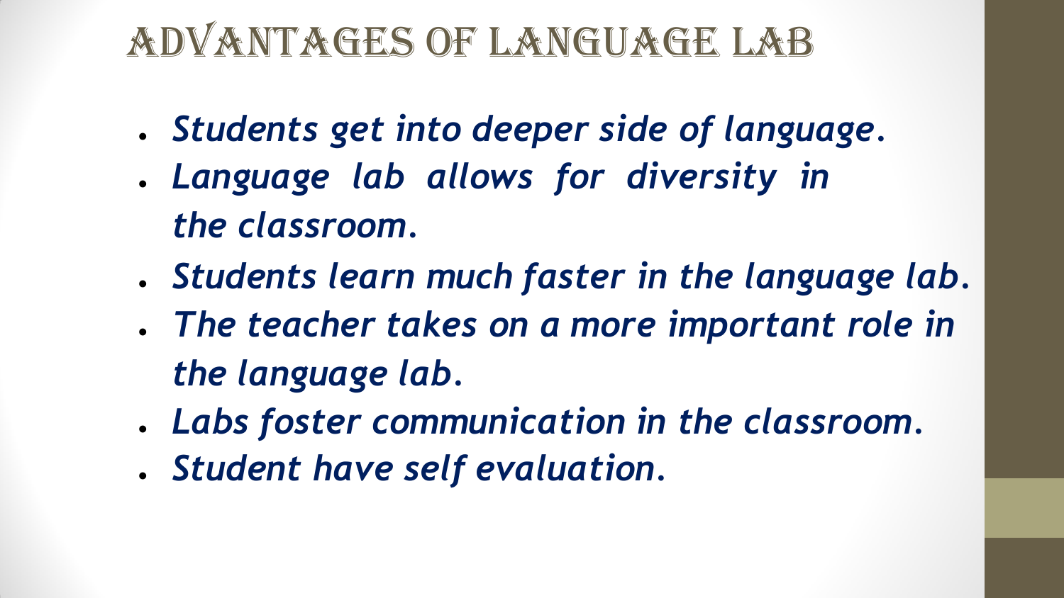# ADVANTAGES OF LANGUAGE LAB

- *Students get into deeper side of language.*
- *Language lab allows for diversity in the classroom.*
- *Students learn much faster in the language lab.*
- *The teacher takes on a more important role in the language lab.*
- *Labs foster communication in the classroom.*
- *Student have self evaluation.*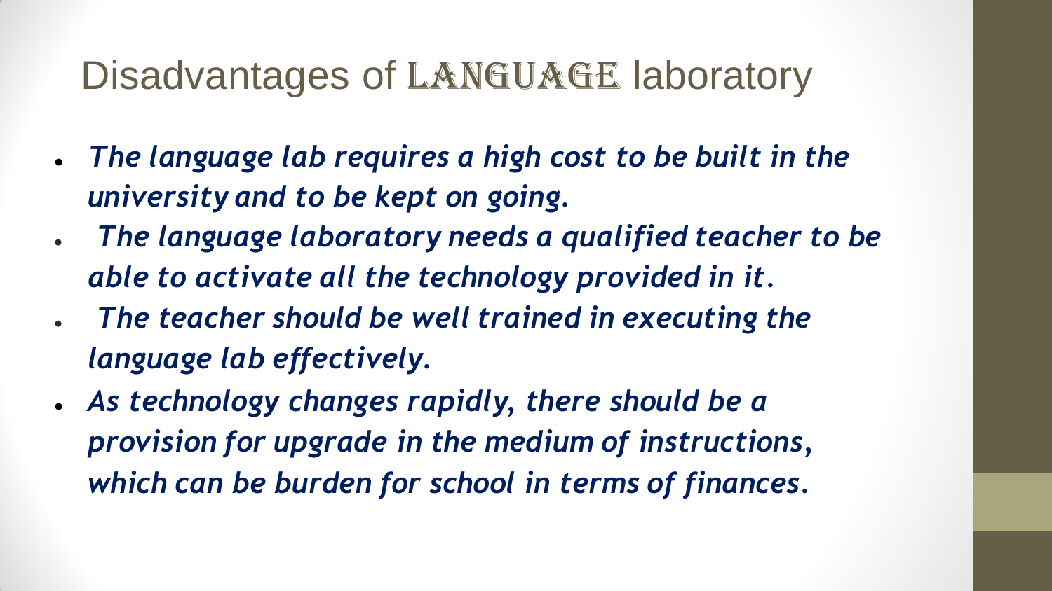# Disadvantages of LANGUAGE laboratory

- *The language lab requires a high cost to be built in the university and to be kept on going.*
- *The language laboratory needs a qualified teacher to be able to activate all the technology provided in it.*
- *The teacher should be well trained in executing the language lab effectively.*
- *As technology changes rapidly, there should be a provision for upgrade in the medium of instructions, which can be burden for school in terms of finances.*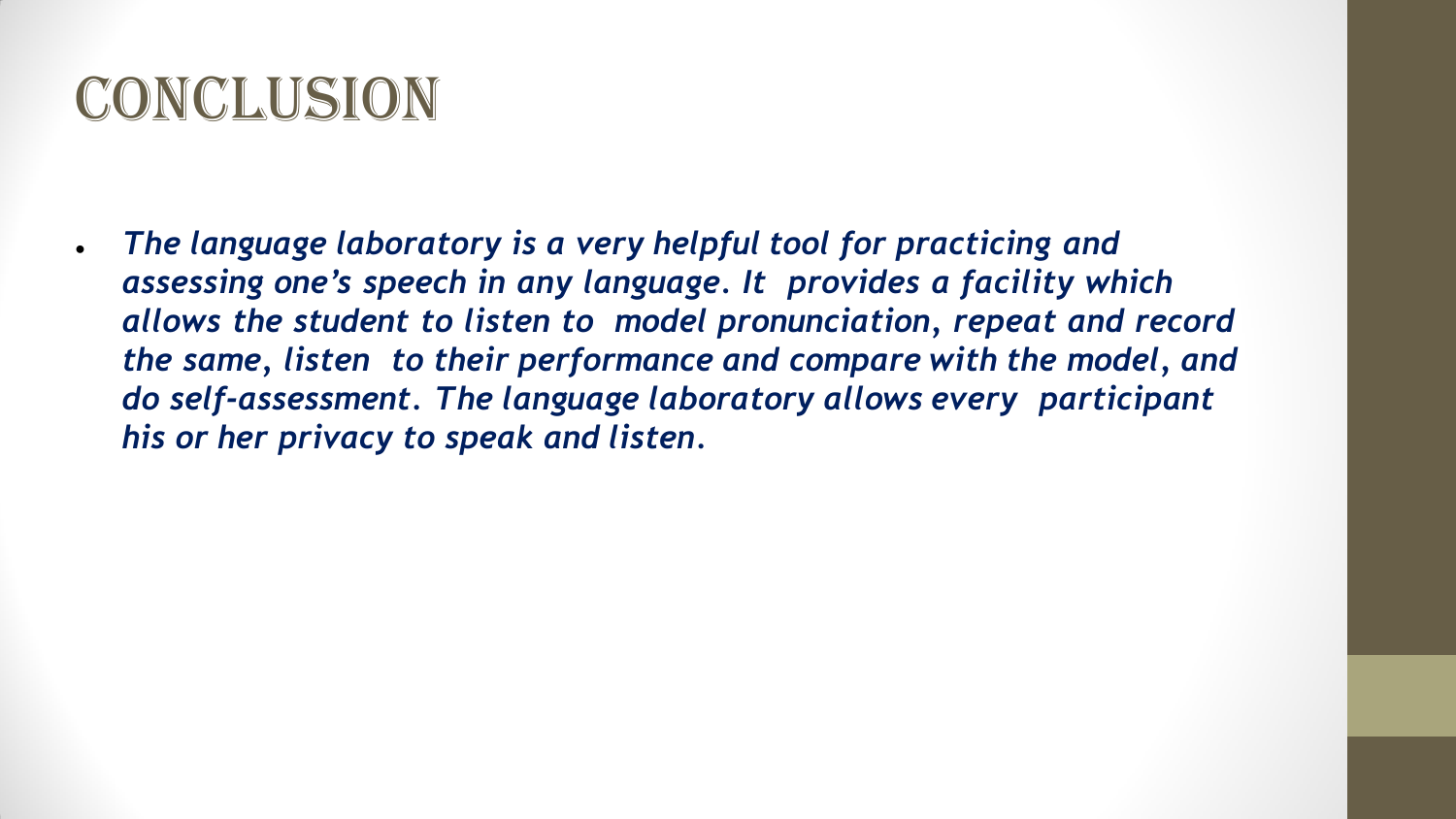# CONCLUSION

- *The language laboratory is a very helpful tool for practicing and assessing one's speech in any language. It provides a facility which allows the student to listen to model pronunciation, repeat and record the same, listen to their performance and compare with the model, and do self-assessment. The language laboratory allows every participant his or her privacy to speak and listen.*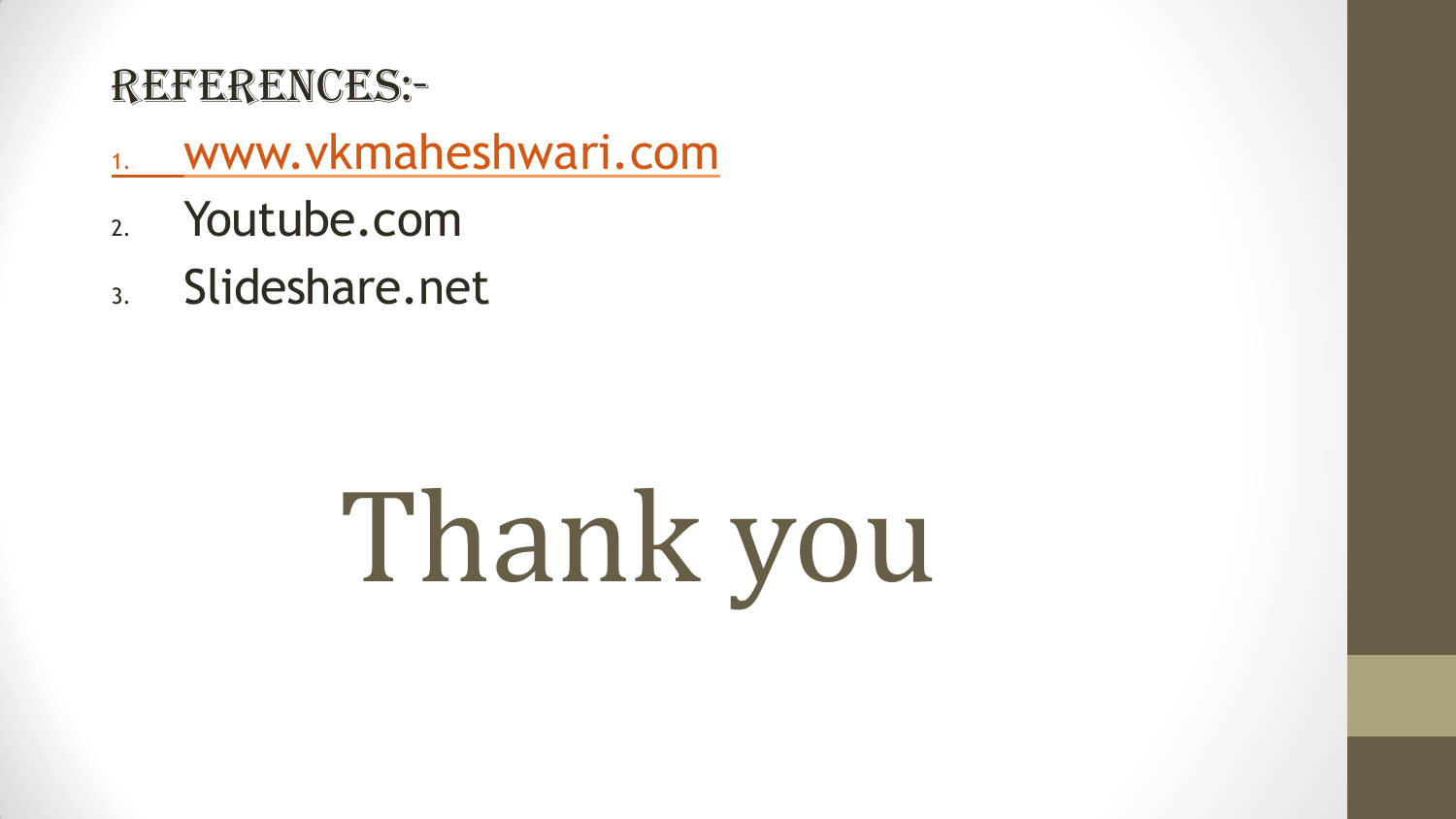## REFERENCES:-

1. www.vkmaheshwari.com
2. Youtube.com
3. Slideshare.net

# Thank you